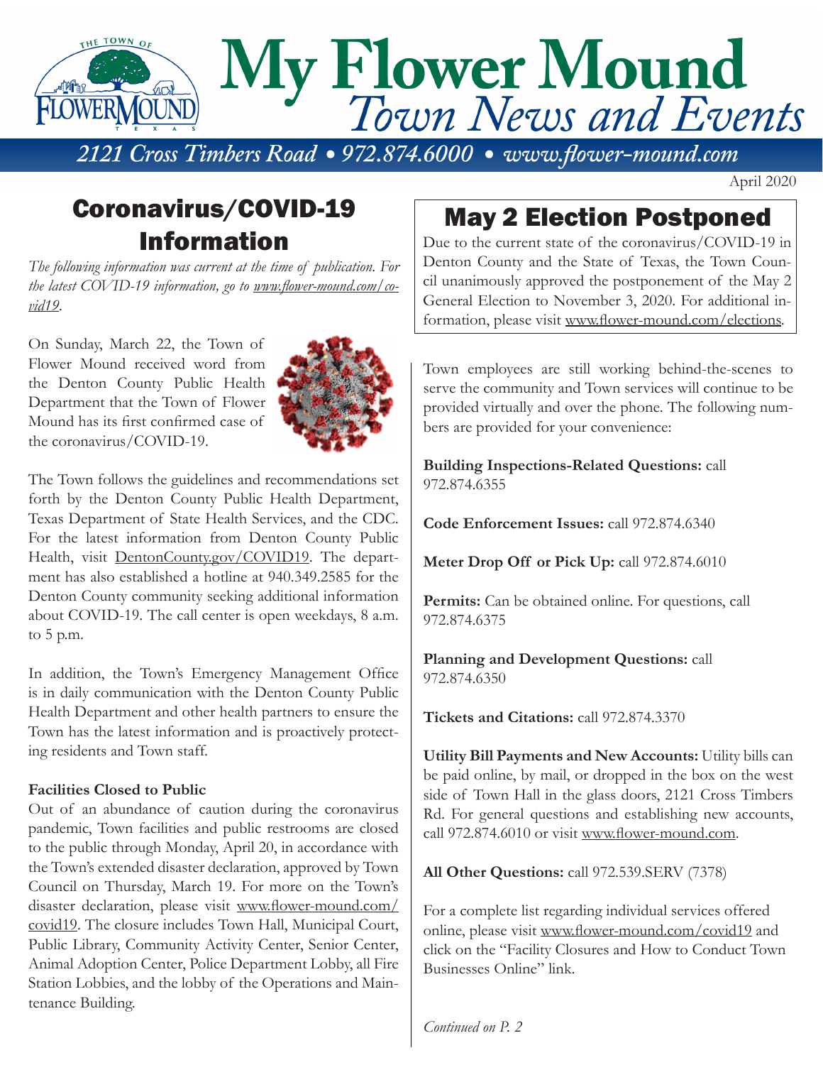# My Flower Mound
## *Town News and Events*

*2121 Cross Timbers Road • 972.874.6000 • www.flower-mound.com*

April 2020

## Coronavirus/COVID-19 Information

*The following information was current at the time of publication. For the latest COVID-19 information, go to www.flower-mound.com/covid19.*

On Sunday, March 22, the Town of Flower Mound received word from the Denton County Public Health Department that the Town of Flower Mound has its first confirmed case of the coronavirus/COVID-19.

The Town follows the guidelines and recommendations set forth by the Denton County Public Health Department, Texas Department of State Health Services, and the CDC. For the latest information from Denton County Public Health, visit DentonCounty.gov/COVID19. The department has also established a hotline at 940.349.2585 for the Denton County community seeking additional information about COVID-19. The call center is open weekdays, 8 a.m. to 5 p.m.

In addition, the Town's Emergency Management Office is in daily communication with the Denton County Public Health Department and other health partners to ensure the Town has the latest information and is proactively protecting residents and Town staff.

**Facilities Closed to Public**

Out of an abundance of caution during the coronavirus pandemic, Town facilities and public restrooms are closed to the public through Monday, April 20, in accordance with the Town's extended disaster declaration, approved by Town Council on Thursday, March 19. For more on the Town's disaster declaration, please visit www.flower-mound.com/covid19. The closure includes Town Hall, Municipal Court, Public Library, Community Activity Center, Senior Center, Animal Adoption Center, Police Department Lobby, all Fire Station Lobbies, and the lobby of the Operations and Maintenance Building.

## May 2 Election Postponed

Due to the current state of the coronavirus/COVID-19 in Denton County and the State of Texas, the Town Council unanimously approved the postponement of the May 2 General Election to November 3, 2020. For additional information, please visit www.flower-mound.com/elections.

Town employees are still working behind-the-scenes to serve the community and Town services will continue to be provided virtually and over the phone. The following numbers are provided for your convenience:

**Building Inspections-Related Questions:** call 972.874.6355

**Code Enforcement Issues:** call 972.874.6340

**Meter Drop Off or Pick Up:** call 972.874.6010

**Permits:** Can be obtained online. For questions, call 972.874.6375

**Planning and Development Questions:** call 972.874.6350

**Tickets and Citations:** call 972.874.3370

**Utility Bill Payments and New Accounts:** Utility bills can be paid online, by mail, or dropped in the box on the west side of Town Hall in the glass doors, 2121 Cross Timbers Rd. For general questions and establishing new accounts, call 972.874.6010 or visit www.flower-mound.com.

**All Other Questions:** call 972.539.SERV (7378)

For a complete list regarding individual services offered online, please visit www.flower-mound.com/covid19 and click on the "Facility Closures and How to Conduct Town Businesses Online" link.

*Continued on P. 2*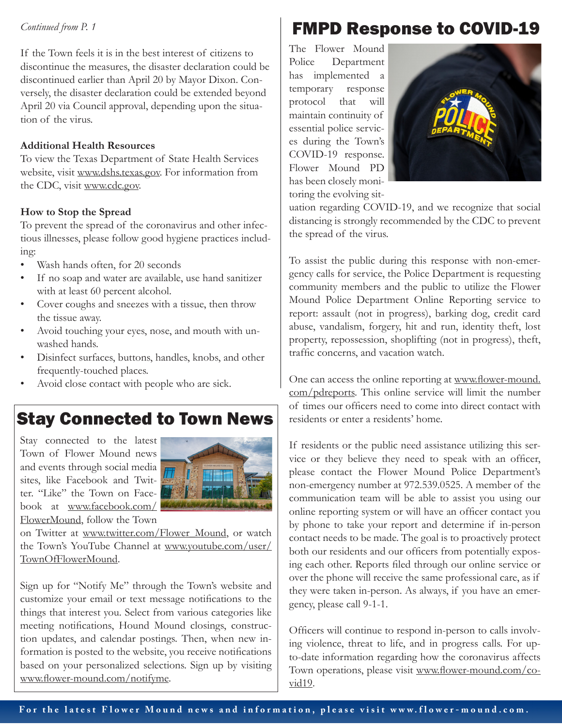*Continued from P. 1*

If the Town feels it is in the best interest of citizens to discontinue the measures, the disaster declaration could be discontinued earlier than April 20 by Mayor Dixon. Conversely, the disaster declaration could be extended beyond April 20 via Council approval, depending upon the situation of the virus.

### Additional Health Resources

To view the Texas Department of State Health Services website, visit www.dshs.texas.gov. For information from the CDC, visit www.cdc.gov.

### How to Stop the Spread

To prevent the spread of the coronavirus and other infectious illnesses, please follow good hygiene practices including:

- Wash hands often, for 20 seconds
- If no soap and water are available, use hand sanitizer with at least 60 percent alcohol.
- Cover coughs and sneezes with a tissue, then throw the tissue away.
- Avoid touching your eyes, nose, and mouth with unwashed hands.
- Disinfect surfaces, buttons, handles, knobs, and other frequently-touched places.
- Avoid close contact with people who are sick.

## Stay Connected to Town News

Stay connected to the latest Town of Flower Mound news and events through social media sites, like Facebook and Twitter. "Like" the Town on Facebook at www.facebook.com/FlowerMound, follow the Town on Twitter at www.twitter.com/Flower_Mound, or watch the Town's YouTube Channel at www.youtube.com/user/TownOfFlowerMound.

Sign up for "Notify Me" through the Town's website and customize your email or text message notifications to the things that interest you. Select from various categories like meeting notifications, Hound Mound closings, construction updates, and calendar postings. Then, when new information is posted to the website, you receive notifications based on your personalized selections. Sign up by visiting www.flower-mound.com/notifyme.

## FMPD Response to COVID-19

The Flower Mound Police Department has implemented a temporary response protocol that will maintain continuity of essential police services during the Town's COVID-19 response. Flower Mound PD has been closely monitoring the evolving situation regarding COVID-19, and we recognize that social distancing is strongly recommended by the CDC to prevent the spread of the virus.

To assist the public during this response with non-emergency calls for service, the Police Department is requesting community members and the public to utilize the Flower Mound Police Department Online Reporting service to report: assault (not in progress), barking dog, credit card abuse, vandalism, forgery, hit and run, identity theft, lost property, repossession, shoplifting (not in progress), theft, traffic concerns, and vacation watch.

One can access the online reporting at www.flower-mound.com/pdreports. This online service will limit the number of times our officers need to come into direct contact with residents or enter a residents' home.

If residents or the public need assistance utilizing this service or they believe they need to speak with an officer, please contact the Flower Mound Police Department's non-emergency number at 972.539.0525. A member of the communication team will be able to assist you using our online reporting system or will have an officer contact you by phone to take your report and determine if in-person contact needs to be made. The goal is to proactively protect both our residents and our officers from potentially exposing each other. Reports filed through our online service or over the phone will receive the same professional care, as if they were taken in-person. As always, if you have an emergency, please call 9-1-1.

Officers will continue to respond in-person to calls involving violence, threat to life, and in progress calls. For up-to-date information regarding how the coronavirus affects Town operations, please visit www.flower-mound.com/covid19.

**For the latest Flower Mound news and information, please visit www.flower-mound.com.**